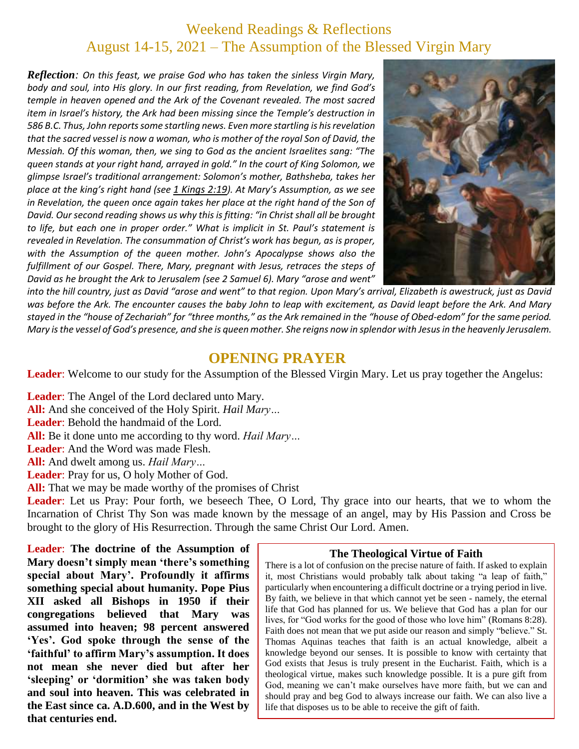# Weekend Readings & Reflections
## August 14-15, 2021 – The Assumption of the Blessed Virgin Mary

***Reflection****: On this feast, we praise God who has taken the sinless Virgin Mary, body and soul, into His glory. In our first reading, from Revelation, we find God's temple in heaven opened and the Ark of the Covenant revealed. The most sacred item in Israel's history, the Ark had been missing since the Temple's destruction in 586 B.C. Thus, John reports some startling news. Even more startling is his revelation that the sacred vessel is now a woman, who is mother of the royal Son of David, the Messiah. Of this woman, then, we sing to God as the ancient Israelites sang: "The queen stands at your right hand, arrayed in gold." In the court of King Solomon, we glimpse Israel's traditional arrangement: Solomon's mother, Bathsheba, takes her place at the king's right hand (see 1 Kings 2:19). At Mary's Assumption, as we see in Revelation, the queen once again takes her place at the right hand of the Son of David. Our second reading shows us why this is fitting: "in Christ shall all be brought to life, but each one in proper order." What is implicit in St. Paul's statement is revealed in Revelation. The consummation of Christ's work has begun, as is proper, with the Assumption of the queen mother. John's Apocalypse shows also the fulfillment of our Gospel. There, Mary, pregnant with Jesus, retraces the steps of David as he brought the Ark to Jerusalem (see 2 Samuel 6). Mary "arose and went" into the hill country, just as David "arose and went" to that region. Upon Mary's arrival, Elizabeth is awestruck, just as David was before the Ark. The encounter causes the baby John to leap with excitement, as David leapt before the Ark. And Mary stayed in the "house of Zechariah" for "three months," as the Ark remained in the "house of Obed-edom" for the same period. Mary is the vessel of God's presence, and she is queen mother. She reigns now in splendor with Jesus in the heavenly Jerusalem.*

## OPENING PRAYER

**Leader**: Welcome to our study for the Assumption of the Blessed Virgin Mary. Let us pray together the Angelus:

**Leader**: The Angel of the Lord declared unto Mary.
**All:** And she conceived of the Holy Spirit. *Hail Mary…*
**Leader**: Behold the handmaid of the Lord.
**All:** Be it done unto me according to thy word. *Hail Mary…*
**Leader**: And the Word was made Flesh.
**All:** And dwelt among us. *Hail Mary…*
**Leader**: Pray for us, O holy Mother of God.
**All:** That we may be made worthy of the promises of Christ
**Leader**: Let us Pray: Pour forth, we beseech Thee, O Lord, Thy grace into our hearts, that we to whom the Incarnation of Christ Thy Son was made known by the message of an angel, may by His Passion and Cross be brought to the glory of His Resurrection. Through the same Christ Our Lord. Amen.

**Leader**: **The doctrine of the Assumption of Mary doesn't simply mean 'there's something special about Mary'. Profoundly it affirms something special about humanity. Pope Pius XII asked all Bishops in 1950 if their congregations believed that Mary was assumed into heaven; 98 percent answered 'Yes'. God spoke through the sense of the 'faithful' to affirm Mary's assumption. It does not mean she never died but after her 'sleeping' or 'dormition' she was taken body and soul into heaven. This was celebrated in the East since ca. A.D.600, and in the West by that centuries end.**

### The Theological Virtue of Faith

There is a lot of confusion on the precise nature of faith. If asked to explain it, most Christians would probably talk about taking "a leap of faith," particularly when encountering a difficult doctrine or a trying period in live. By faith, we believe in that which cannot yet be seen - namely, the eternal life that God has planned for us. We believe that God has a plan for our lives, for "God works for the good of those who love him" (Romans 8:28). Faith does not mean that we put aside our reason and simply "believe." St. Thomas Aquinas teaches that faith is an actual knowledge, albeit a knowledge beyond our senses. It is possible to know with certainty that God exists that Jesus is truly present in the Eucharist. Faith, which is a theological virtue, makes such knowledge possible. It is a pure gift from God, meaning we can't make ourselves have more faith, but we can and should pray and beg God to always increase our faith. We can also live a life that disposes us to be able to receive the gift of faith.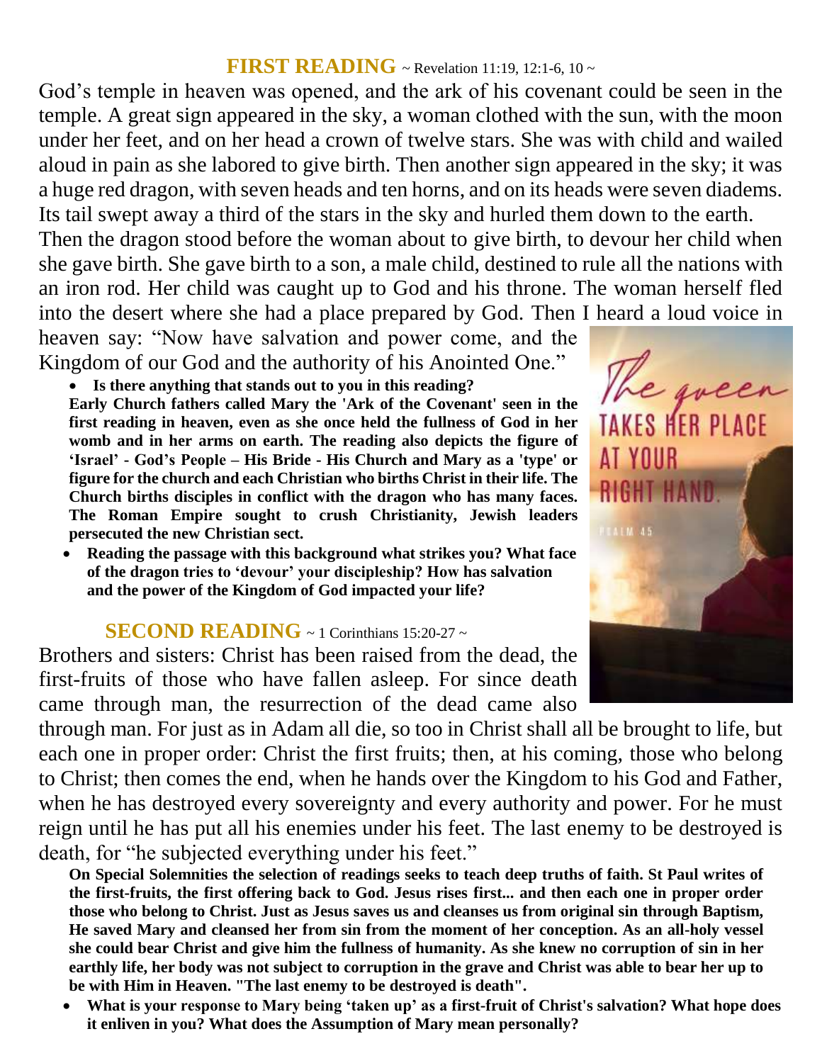## **FIRST READING** ~ Revelation 11:19, 12:1-6, 10 ~

God's temple in heaven was opened, and the ark of his covenant could be seen in the temple. A great sign appeared in the sky, a woman clothed with the sun, with the moon under her feet, and on her head a crown of twelve stars. She was with child and wailed aloud in pain as she labored to give birth. Then another sign appeared in the sky; it was a huge red dragon, with seven heads and ten horns, and on its heads were seven diadems. Its tail swept away a third of the stars in the sky and hurled them down to the earth.
Then the dragon stood before the woman about to give birth, to devour her child when she gave birth. She gave birth to a son, a male child, destined to rule all the nations with an iron rod. Her child was caught up to God and his throne. The woman herself fled into the desert where she had a place prepared by God. Then I heard a loud voice in heaven say: "Now have salvation and power come, and the Kingdom of our God and the authority of his Anointed One."

- **Is there anything that stands out to you in this reading?**

**Early Church fathers called Mary the 'Ark of the Covenant' seen in the first reading in heaven, even as she once held the fullness of God in her womb and in her arms on earth. The reading also depicts the figure of 'Israel' - God's People – His Bride - His Church and Mary as a 'type' or figure for the church and each Christian who births Christ in their life. The Church births disciples in conflict with the dragon who has many faces. The Roman Empire sought to crush Christianity, Jewish leaders persecuted the new Christian sect.**

- **Reading the passage with this background what strikes you? What face of the dragon tries to 'devour' your discipleship? How has salvation and the power of the Kingdom of God impacted your life?**

## **SECOND READING** ~ 1 Corinthians 15:20-27 ~

Brothers and sisters: Christ has been raised from the dead, the first-fruits of those who have fallen asleep. For since death came through man, the resurrection of the dead came also through man. For just as in Adam all die, so too in Christ shall all be brought to life, but each one in proper order: Christ the first fruits; then, at his coming, those who belong to Christ; then comes the end, when he hands over the Kingdom to his God and Father, when he has destroyed every sovereignty and every authority and power. For he must reign until he has put all his enemies under his feet. The last enemy to be destroyed is death, for "he subjected everything under his feet."

**On Special Solemnities the selection of readings seeks to teach deep truths of faith. St Paul writes of the first-fruits, the first offering back to God. Jesus rises first... and then each one in proper order those who belong to Christ. Just as Jesus saves us and cleanses us from original sin through Baptism, He saved Mary and cleansed her from sin from the moment of her conception. As an all-holy vessel she could bear Christ and give him the fullness of humanity. As she knew no corruption of sin in her earthly life, her body was not subject to corruption in the grave and Christ was able to bear her up to be with Him in Heaven. "The last enemy to be destroyed is death".**

- **What is your response to Mary being 'taken up' as a first-fruit of Christ's salvation? What hope does it enliven in you? What does the Assumption of Mary mean personally?**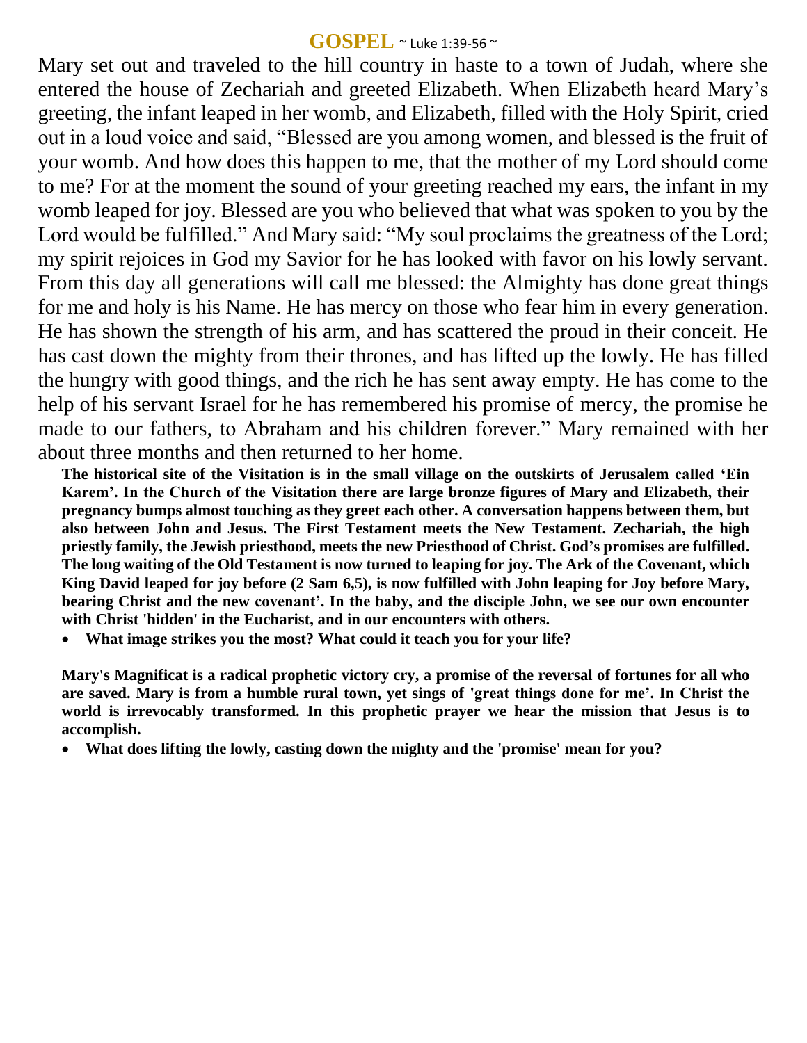## GOSPEL ~ Luke 1:39-56 ~

Mary set out and traveled to the hill country in haste to a town of Judah, where she entered the house of Zechariah and greeted Elizabeth. When Elizabeth heard Mary's greeting, the infant leaped in her womb, and Elizabeth, filled with the Holy Spirit, cried out in a loud voice and said, "Blessed are you among women, and blessed is the fruit of your womb. And how does this happen to me, that the mother of my Lord should come to me? For at the moment the sound of your greeting reached my ears, the infant in my womb leaped for joy. Blessed are you who believed that what was spoken to you by the Lord would be fulfilled." And Mary said: "My soul proclaims the greatness of the Lord; my spirit rejoices in God my Savior for he has looked with favor on his lowly servant. From this day all generations will call me blessed: the Almighty has done great things for me and holy is his Name. He has mercy on those who fear him in every generation. He has shown the strength of his arm, and has scattered the proud in their conceit. He has cast down the mighty from their thrones, and has lifted up the lowly. He has filled the hungry with good things, and the rich he has sent away empty. He has come to the help of his servant Israel for he has remembered his promise of mercy, the promise he made to our fathers, to Abraham and his children forever." Mary remained with her about three months and then returned to her home.

**The historical site of the Visitation is in the small village on the outskirts of Jerusalem called 'Ein Karem'. In the Church of the Visitation there are large bronze figures of Mary and Elizabeth, their pregnancy bumps almost touching as they greet each other. A conversation happens between them, but also between John and Jesus. The First Testament meets the New Testament. Zechariah, the high priestly family, the Jewish priesthood, meets the new Priesthood of Christ. God's promises are fulfilled. The long waiting of the Old Testament is now turned to leaping for joy. The Ark of the Covenant, which King David leaped for joy before (2 Sam 6,5), is now fulfilled with John leaping for Joy before Mary, bearing Christ and the new covenant'. In the baby, and the disciple John, we see our own encounter with Christ 'hidden' in the Eucharist, and in our encounters with others.**

- **What image strikes you the most? What could it teach you for your life?**

**Mary's Magnificat is a radical prophetic victory cry, a promise of the reversal of fortunes for all who are saved. Mary is from a humble rural town, yet sings of 'great things done for me'. In Christ the world is irrevocably transformed. In this prophetic prayer we hear the mission that Jesus is to accomplish.**

- **What does lifting the lowly, casting down the mighty and the 'promise' mean for you?**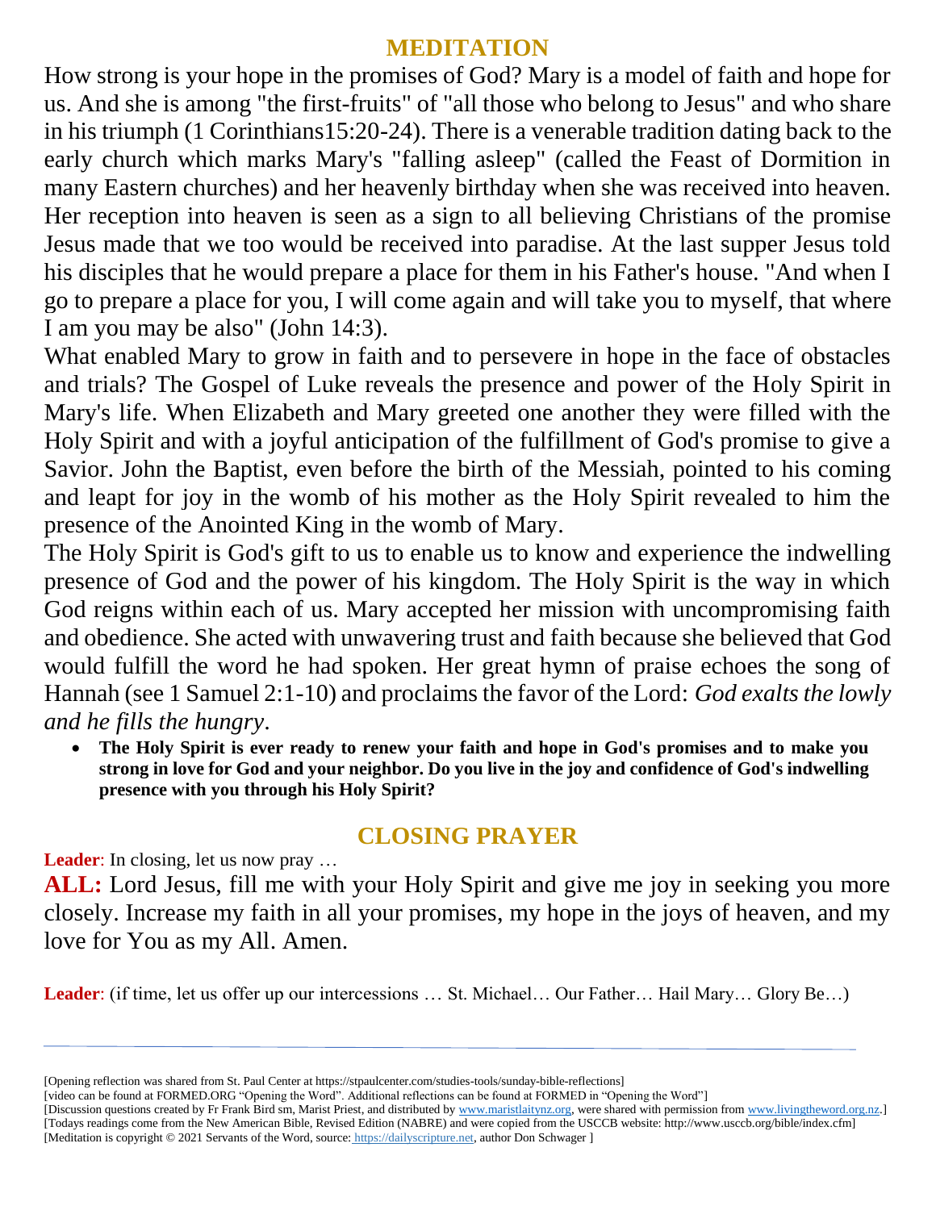## MEDITATION

How strong is your hope in the promises of God? Mary is a model of faith and hope for us. And she is among "the first-fruits" of "all those who belong to Jesus" and who share in his triumph (1 Corinthians15:20-24). There is a venerable tradition dating back to the early church which marks Mary's "falling asleep" (called the Feast of Dormition in many Eastern churches) and her heavenly birthday when she was received into heaven. Her reception into heaven is seen as a sign to all believing Christians of the promise Jesus made that we too would be received into paradise. At the last supper Jesus told his disciples that he would prepare a place for them in his Father's house. "And when I go to prepare a place for you, I will come again and will take you to myself, that where I am you may be also" (John 14:3).

What enabled Mary to grow in faith and to persevere in hope in the face of obstacles and trials? The Gospel of Luke reveals the presence and power of the Holy Spirit in Mary's life. When Elizabeth and Mary greeted one another they were filled with the Holy Spirit and with a joyful anticipation of the fulfillment of God's promise to give a Savior. John the Baptist, even before the birth of the Messiah, pointed to his coming and leapt for joy in the womb of his mother as the Holy Spirit revealed to him the presence of the Anointed King in the womb of Mary.

The Holy Spirit is God's gift to us to enable us to know and experience the indwelling presence of God and the power of his kingdom. The Holy Spirit is the way in which God reigns within each of us. Mary accepted her mission with uncompromising faith and obedience. She acted with unwavering trust and faith because she believed that God would fulfill the word he had spoken. Her great hymn of praise echoes the song of Hannah (see 1 Samuel 2:1-10) and proclaims the favor of the Lord: *God exalts the lowly and he fills the hungry*.

- **The Holy Spirit is ever ready to renew your faith and hope in God's promises and to make you strong in love for God and your neighbor. Do you live in the joy and confidence of God's indwelling presence with you through his Holy Spirit?**

## CLOSING PRAYER

**Leader**: In closing, let us now pray …

**ALL:** Lord Jesus, fill me with your Holy Spirit and give me joy in seeking you more closely. Increase my faith in all your promises, my hope in the joys of heaven, and my love for You as my All. Amen.

**Leader**: (if time, let us offer up our intercessions … St. Michael… Our Father… Hail Mary… Glory Be…)

---

[Opening reflection was shared from St. Paul Center at https://stpaulcenter.com/studies-tools/sunday-bible-reflections]
[video can be found at FORMED.ORG "Opening the Word". Additional reflections can be found at FORMED in "Opening the Word"]
[Discussion questions created by Fr Frank Bird sm, Marist Priest, and distributed by www.maristlaitynz.org, were shared with permission from www.livingtheword.org.nz.]
[Todays readings come from the New American Bible, Revised Edition (NABRE) and were copied from the USCCB website: http://www.usccb.org/bible/index.cfm]
[Meditation is copyright © 2021 Servants of the Word, source: https://dailyscripture.net, author Don Schwager ]